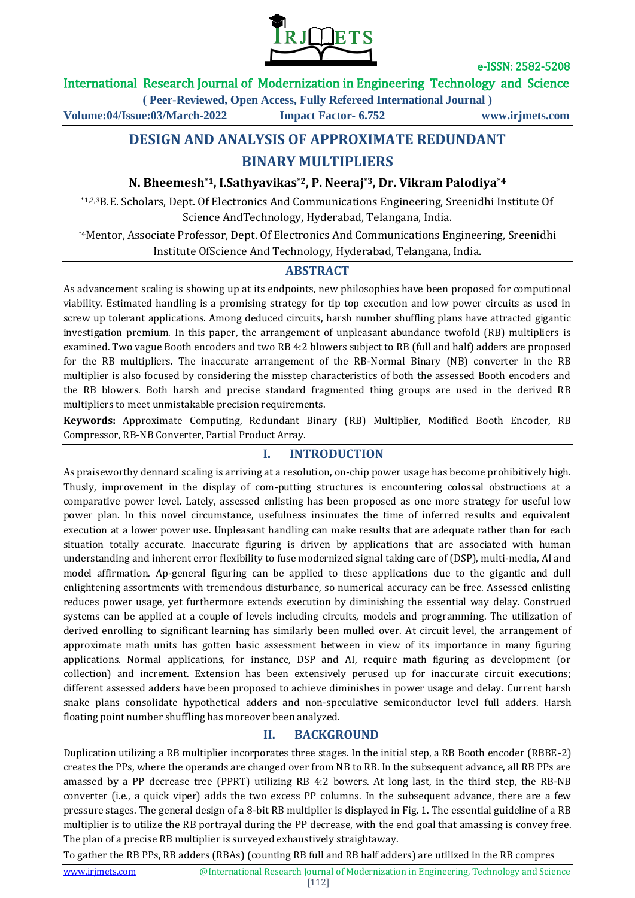# DESIGN AND ANALYSIS OF APPROXIMATE REDUNDANT BINARY MULTIPLIERS

**N. Bheemesh*1, I.Sathyavikas*2, P. Neeraj*3, Dr. Vikram Palodiya*4**

*1,2,3B.E. Scholars, Dept. Of Electronics And Communications Engineering, Sreenidhi Institute Of Science AndTechnology, Hyderabad, Telangana, India.

*4Mentor, Associate Professor, Dept. Of Electronics And Communications Engineering, Sreenidhi Institute OfScience And Technology, Hyderabad, Telangana, India.

## ABSTRACT

As advancement scaling is showing up at its endpoints, new philosophies have been proposed for computional viability. Estimated handling is a promising strategy for tip top execution and low power circuits as used in screw up tolerant applications. Among deduced circuits, harsh number shuffling plans have attracted gigantic investigation premium. In this paper, the arrangement of unpleasant abundance twofold (RB) multipliers is examined. Two vague Booth encoders and two RB 4:2 blowers subject to RB (full and half) adders are proposed for the RB multipliers. The inaccurate arrangement of the RB-Normal Binary (NB) converter in the RB multiplier is also focused by considering the misstep characteristics of both the assessed Booth encoders and the RB blowers. Both harsh and precise standard fragmented thing groups are used in the derived RB multipliers to meet unmistakable precision requirements.

**Keywords:** Approximate Computing, Redundant Binary (RB) Multiplier, Modified Booth Encoder, RB Compressor, RB-NB Converter, Partial Product Array.

## I. INTRODUCTION

As praiseworthy dennard scaling is arriving at a resolution, on-chip power usage has become prohibitively high. Thusly, improvement in the display of com-putting structures is encountering colossal obstructions at a comparative power level. Lately, assessed enlisting has been proposed as one more strategy for useful low power plan. In this novel circumstance, usefulness insinuates the time of inferred results and equivalent execution at a lower power use. Unpleasant handling can make results that are adequate rather than for each situation totally accurate. Inaccurate figuring is driven by applications that are associated with human understanding and inherent error flexibility to fuse modernized signal taking care of (DSP), multi-media, AI and model affirmation. Ap-general figuring can be applied to these applications due to the gigantic and dull enlightening assortments with tremendous disturbance, so numerical accuracy can be free. Assessed enlisting reduces power usage, yet furthermore extends execution by diminishing the essential way delay. Construed systems can be applied at a couple of levels including circuits, models and programming. The utilization of derived enrolling to significant learning has similarly been mulled over. At circuit level, the arrangement of approximate math units has gotten basic assessment between in view of its importance in many figuring applications. Normal applications, for instance, DSP and AI, require math figuring as development (or collection) and increment. Extension has been extensively perused up for inaccurate circuit executions; different assessed adders have been proposed to achieve diminishes in power usage and delay. Current harsh snake plans consolidate hypothetical adders and non-speculative semiconductor level full adders. Harsh floating point number shuffling has moreover been analyzed.

## II. BACKGROUND

Duplication utilizing a RB multiplier incorporates three stages. In the initial step, a RB Booth encoder (RBBE-2) creates the PPs, where the operands are changed over from NB to RB. In the subsequent advance, all RB PPs are amassed by a PP decrease tree (PPRT) utilizing RB 4:2 bowers. At long last, in the third step, the RB-NB converter (i.e., a quick viper) adds the two excess PP columns. In the subsequent advance, there are a few pressure stages. The general design of a 8-bit RB multiplier is displayed in Fig. 1. The essential guideline of a RB multiplier is to utilize the RB portrayal during the PP decrease, with the end goal that amassing is convey free. The plan of a precise RB multiplier is surveyed exhaustively straightaway.

To gather the RB PPs, RB adders (RBAs) (counting RB full and RB half adders) are utilized in the RB compres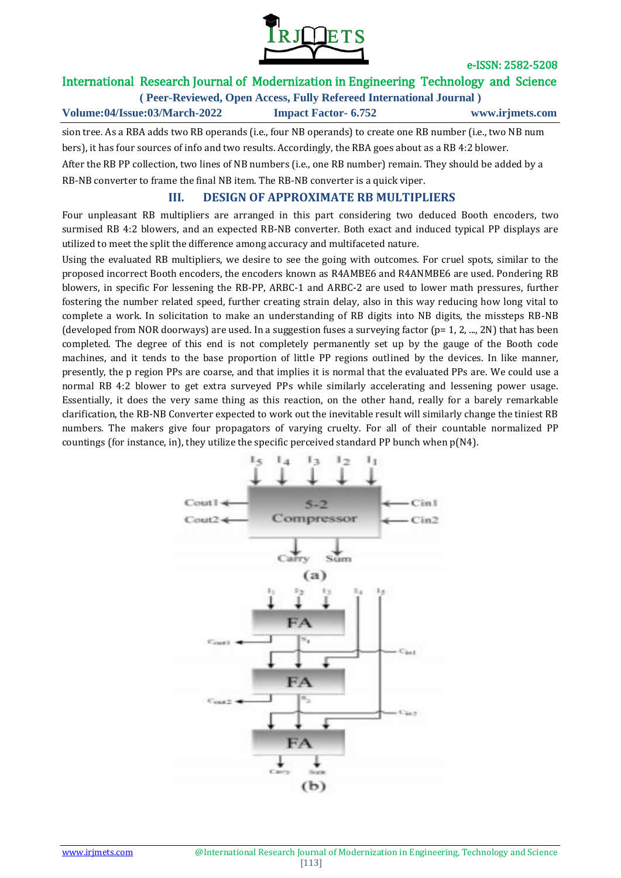sion tree. As a RBA adds two RB operands (i.e., four NB operands) to create one RB number (i.e., two NB num bers), it has four sources of info and two results. Accordingly, the RBA goes about as a RB 4:2 blower.

After the RB PP collection, two lines of NB numbers (i.e., one RB number) remain. They should be added by a RB-NB converter to frame the final NB item. The RB-NB converter is a quick viper.

## III. DESIGN OF APPROXIMATE RB MULTIPLIERS

Four unpleasant RB multipliers are arranged in this part considering two deduced Booth encoders, two surmised RB 4:2 blowers, and an expected RB-NB converter. Both exact and induced typical PP displays are utilized to meet the split the difference among accuracy and multifaceted nature.

Using the evaluated RB multipliers, we desire to see the going with outcomes. For cruel spots, similar to the proposed incorrect Booth encoders, the encoders known as R4AMBE6 and R4ANMBE6 are used. Pondering RB blowers, in specific For lessening the RB-PP, ARBC-1 and ARBC-2 are used to lower math pressures, further fostering the number related speed, further creating strain delay, also in this way reducing how long vital to complete a work. In solicitation to make an understanding of RB digits into NB digits, the missteps RB-NB (developed from NOR doorways) are used. In a suggestion fuses a surveying factor (p= 1, 2, ..., 2N) that has been completed. The degree of this end is not completely permanently set up by the gauge of the Booth code machines, and it tends to the base proportion of little PP regions outlined by the devices. In like manner, presently, the p region PPs are coarse, and that implies it is normal that the evaluated PPs are. We could use a normal RB 4:2 blower to get extra surveyed PPs while similarly accelerating and lessening power usage. Essentially, it does the very same thing as this reaction, on the other hand, really for a barely remarkable clarification, the RB-NB Converter expected to work out the inevitable result will similarly change the tiniest RB numbers. The makers give four propagators of varying cruelty. For all of their countable normalized PP countings (for instance, in), they utilize the specific perceived standard PP bunch when p(N4).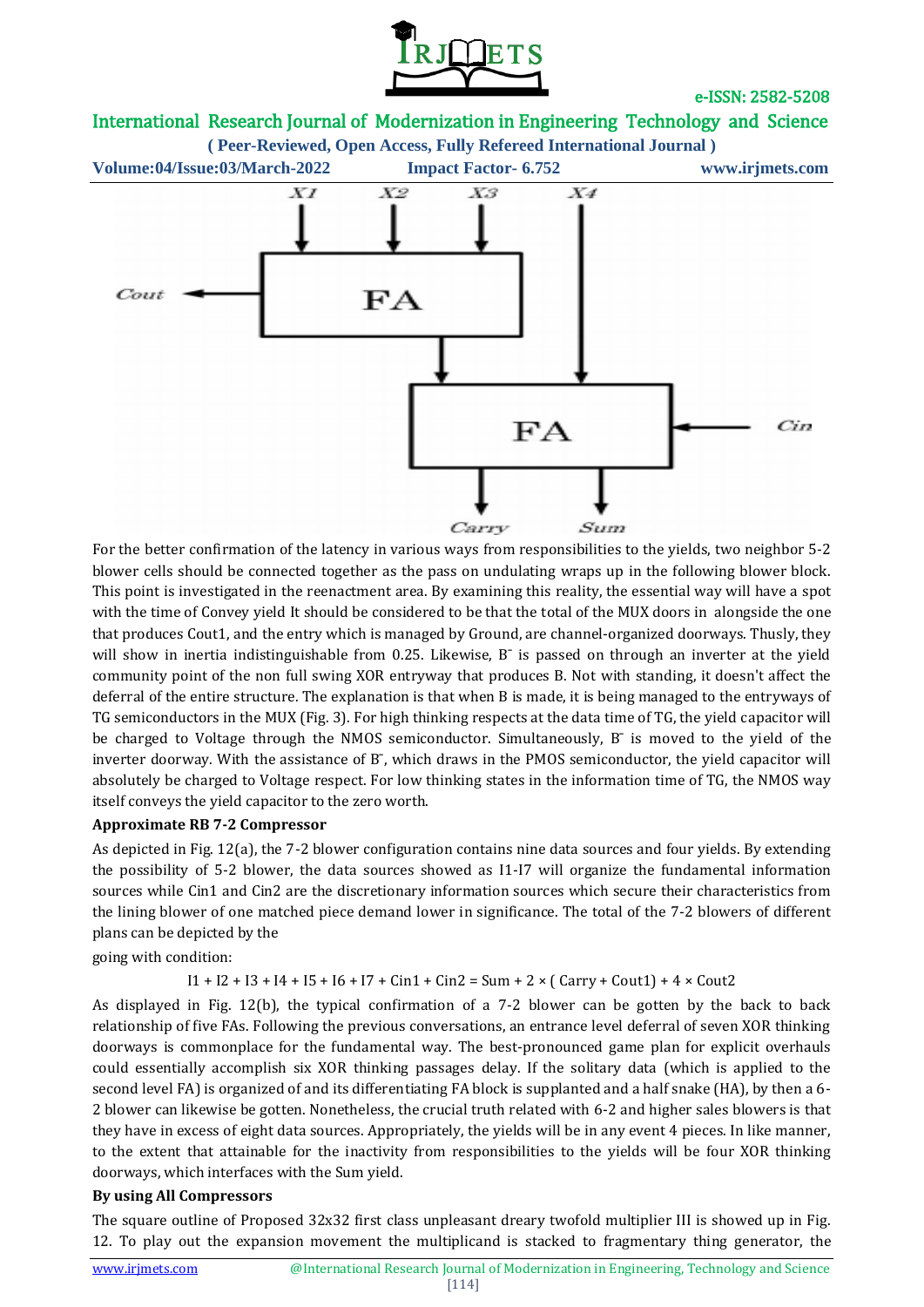For the better confirmation of the latency in various ways from responsibilities to the yields, two neighbor 5-2 blower cells should be connected together as the pass on undulating wraps up in the following blower block. This point is investigated in the reenactment area. By examining this reality, the essential way will have a spot with the time of Convey yield It should be considered to be that the total of the MUX doors in alongside the one that produces Cout1, and the entry which is managed by Ground, are channel-organized doorways. Thusly, they will show in inertia indistinguishable from 0.25. Likewise, B¯ is passed on through an inverter at the yield community point of the non full swing XOR entryway that produces B. Not with standing, it doesn't affect the deferral of the entire structure. The explanation is that when B is made, it is being managed to the entryways of TG semiconductors in the MUX (Fig. 3). For high thinking respects at the data time of TG, the yield capacitor will be charged to Voltage through the NMOS semiconductor. Simultaneously, B¯ is moved to the yield of the inverter doorway. With the assistance of B¯, which draws in the PMOS semiconductor, the yield capacitor will absolutely be charged to Voltage respect. For low thinking states in the information time of TG, the NMOS way itself conveys the yield capacitor to the zero worth.

**Approximate RB 7-2 Compressor**

As depicted in Fig. 12(a), the 7-2 blower configuration contains nine data sources and four yields. By extending the possibility of 5-2 blower, the data sources showed as I1-I7 will organize the fundamental information sources while Cin1 and Cin2 are the discretionary information sources which secure their characteristics from the lining blower of one matched piece demand lower in significance. The total of the 7-2 blowers of different plans can be depicted by the

going with condition:

$$I1 + I2 + I3 + I4 + I5 + I6 + I7 + Cin1 + Cin2 = Sum + 2 \times ( Carry + Cout1) + 4 \times Cout2$$

As displayed in Fig. 12(b), the typical confirmation of a 7-2 blower can be gotten by the back to back relationship of five FAs. Following the previous conversations, an entrance level deferral of seven XOR thinking doorways is commonplace for the fundamental way. The best-pronounced game plan for explicit overhauls could essentially accomplish six XOR thinking passages delay. If the solitary data (which is applied to the second level FA) is organized of and its differentiating FA block is supplanted and a half snake (HA), by then a 6-2 blower can likewise be gotten. Nonetheless, the crucial truth related with 6-2 and higher sales blowers is that they have in excess of eight data sources. Appropriately, the yields will be in any event 4 pieces. In like manner, to the extent that attainable for the inactivity from responsibilities to the yields will be four XOR thinking doorways, which interfaces with the Sum yield.

**By using All Compressors**

The square outline of Proposed 32x32 first class unpleasant dreary twofold multiplier III is showed up in Fig. 12. To play out the expansion movement the multiplicand is stacked to fragmentary thing generator, the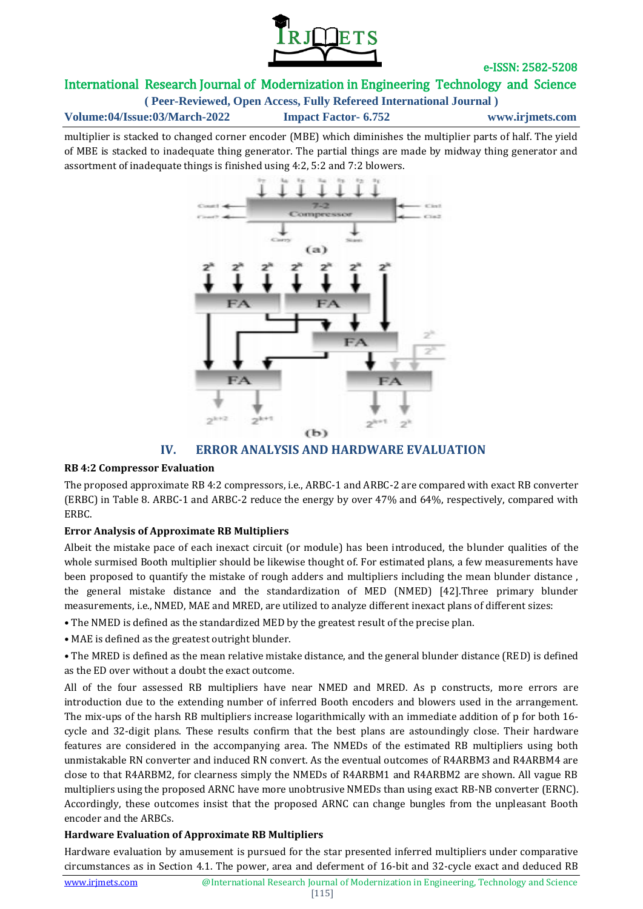multiplier is stacked to changed corner encoder (MBE) which diminishes the multiplier parts of half. The yield of MBE is stacked to inadequate thing generator. The partial things are made by midway thing generator and assortment of inadequate things is finished using 4:2, 5:2 and 7:2 blowers.

(a)

(b)

## IV. ERROR ANALYSIS AND HARDWARE EVALUATION

### RB 4:2 Compressor Evaluation

The proposed approximate RB 4:2 compressors, i.e., ARBC-1 and ARBC-2 are compared with exact RB converter (ERBC) in Table 8. ARBC-1 and ARBC-2 reduce the energy by over 47% and 64%, respectively, compared with ERBC.

### Error Analysis of Approximate RB Multipliers

Albeit the mistake pace of each inexact circuit (or module) has been introduced, the blunder qualities of the whole surmised Booth multiplier should be likewise thought of. For estimated plans, a few measurements have been proposed to quantify the mistake of rough adders and multipliers including the mean blunder distance , the general mistake distance and the standardization of MED (NMED) [42].Three primary blunder measurements, i.e., NMED, MAE and MRED, are utilized to analyze different inexact plans of different sizes:

- The NMED is defined as the standardized MED by the greatest result of the precise plan.
- MAE is defined as the greatest outright blunder.
- The MRED is defined as the mean relative mistake distance, and the general blunder distance (RED) is defined as the ED over without a doubt the exact outcome.

All of the four assessed RB multipliers have near NMED and MRED. As p constructs, more errors are introduction due to the extending number of inferred Booth encoders and blowers used in the arrangement. The mix-ups of the harsh RB multipliers increase logarithmically with an immediate addition of p for both 16-cycle and 32-digit plans. These results confirm that the best plans are astoundingly close. Their hardware features are considered in the accompanying area. The NMEDs of the estimated RB multipliers using both unmistakable RN converter and induced RN convert. As the eventual outcomes of R4ARBM3 and R4ARBM4 are close to that R4ARBM2, for clearness simply the NMEDs of R4ARBM1 and R4ARBM2 are shown. All vague RB multipliers using the proposed ARNC have more unobtrusive NMEDs than using exact RB-NB converter (ERNC). Accordingly, these outcomes insist that the proposed ARNC can change bungles from the unpleasant Booth encoder and the ARBCs.

### Hardware Evaluation of Approximate RB Multipliers

Hardware evaluation by amusement is pursued for the star presented inferred multipliers under comparative circumstances as in Section 4.1. The power, area and deferment of 16-bit and 32-cycle exact and deduced RB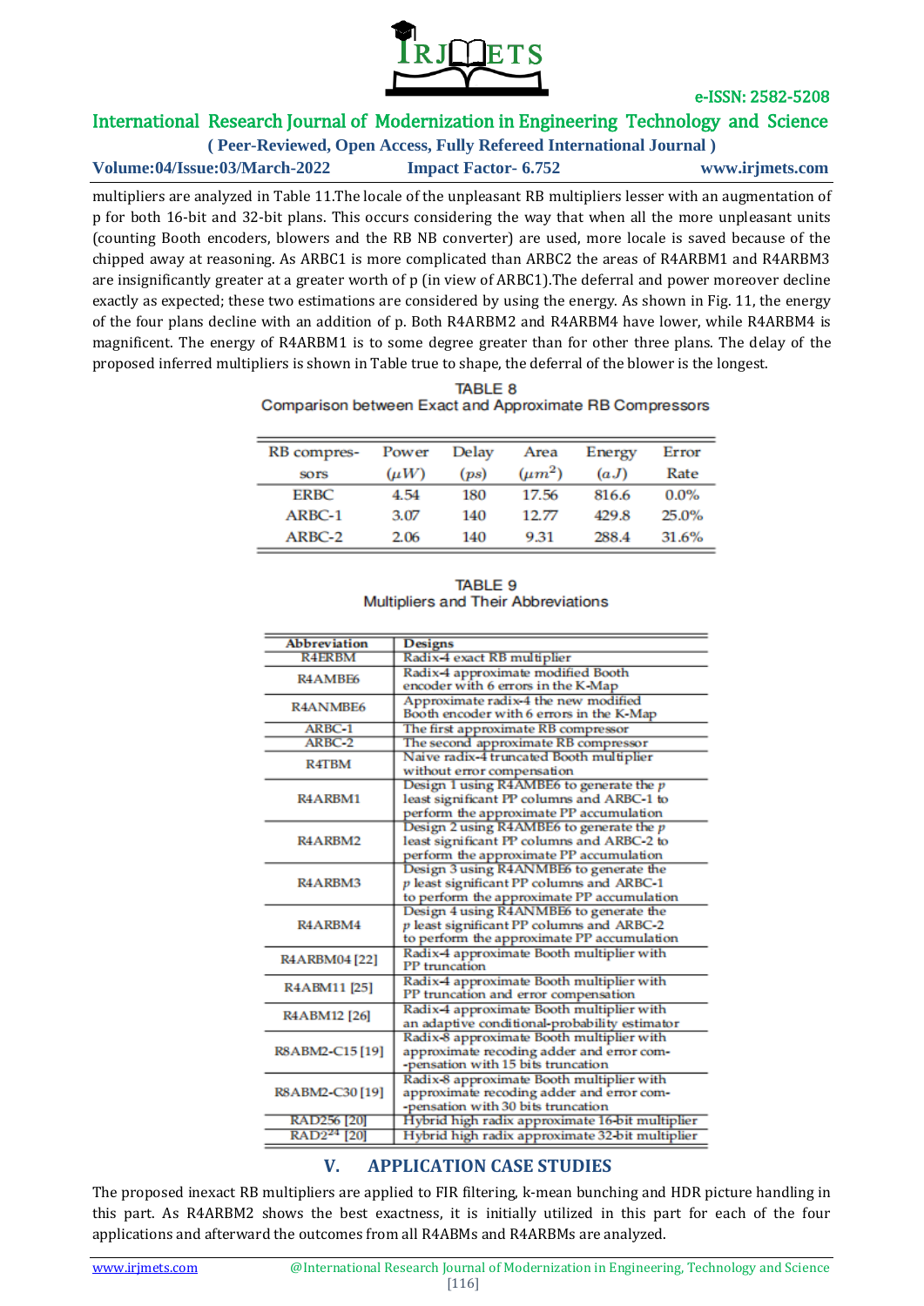multipliers are analyzed in Table 11.The locale of the unpleasant RB multipliers lesser with an augmentation of p for both 16-bit and 32-bit plans. This occurs considering the way that when all the more unpleasant units (counting Booth encoders, blowers and the RB NB converter) are used, more locale is saved because of the chipped away at reasoning. As ARBC1 is more complicated than ARBC2 the areas of R4ARBM1 and R4ARBM3 are insignificantly greater at a greater worth of p (in view of ARBC1).The deferral and power moreover decline exactly as expected; these two estimations are considered by using the energy. As shown in Fig. 11, the energy of the four plans decline with an addition of p. Both R4ARBM2 and R4ARBM4 have lower, while R4ARBM4 is magnificent. The energy of R4ARBM1 is to some degree greater than for other three plans. The delay of the proposed inferred multipliers is shown in Table true to shape, the deferral of the blower is the longest.

TABLE 8
Comparison between Exact and Approximate RB Compressors

| RB compressors | Power ($\mu W$) | Delay ($ps$) | Area ($\mu m^2$) | Energy ($aJ$) | Error Rate |
|---|---|---|---|---|---|
| ERBC | 4.54 | 180 | 17.56 | 816.6 | 0.0% |
| ARBC-1 | 3.07 | 140 | 12.77 | 429.8 | 25.0% |
| ARBC-2 | 2.06 | 140 | 9.31 | 288.4 | 31.6% |

TABLE 9
Multipliers and Their Abbreviations

| Abbreviation | Designs |
|---|---|
| R4ERBM | Radix-4 exact RB multiplier |
| R4AMBE6 | Radix-4 approximate modified Booth encoder with 6 errors in the K-Map |
| R4ANMBE6 | Approximate radix-4 the new modified Booth encoder with 6 errors in the K-Map |
| ARBC-1 | The first approximate RB compressor |
| ARBC-2 | The second approximate RB compressor |
| R4TBM | Naive radix-4 truncated Booth multiplier without error compensation |
| R4ARBM1 | Design 1 using R4AMBE6 to generate the $p$ least significant PP columns and ARBC-1 to perform the approximate PP accumulation |
| R4ARBM2 | Design 2 using R4AMBE6 to generate the $p$ least significant PP columns and ARBC-2 to perform the approximate PP accumulation |
| R4ARBM3 | Design 3 using R4ANMBE6 to generate the $p$ least significant PP columns and ARBC-1 to perform the approximate PP accumulation |
| R4ARBM4 | Design 4 using R4ANMBE6 to generate the $p$ least significant PP columns and ARBC-2 to perform the approximate PP accumulation |
| R4ARBM04 [22] | Radix-4 approximate Booth multiplier with PP truncation |
| R4ABM11 [25] | Radix-4 approximate Booth multiplier with PP truncation and error compensation |
| R4ABM12 [26] | Radix-4 approximate Booth multiplier with an adaptive conditional-probability estimator |
| R8ABM2-C15 [19] | Radix-8 approximate Booth multiplier with approximate recoding adder and error compensation with 15 bits truncation |
| R8ABM2-C30 [19] | Radix-8 approximate Booth multiplier with approximate recoding adder and error compensation with 30 bits truncation |
| RAD256 [20] | Hybrid high radix approximate 16-bit multiplier |
| RAD$2^{24}$ [20] | Hybrid high radix approximate 32-bit multiplier |

## V. APPLICATION CASE STUDIES

The proposed inexact RB multipliers are applied to FIR filtering, k-mean bunching and HDR picture handling in this part. As R4ARBM2 shows the best exactness, it is initially utilized in this part for each of the four applications and afterward the outcomes from all R4ABMs and R4ARBMs are analyzed.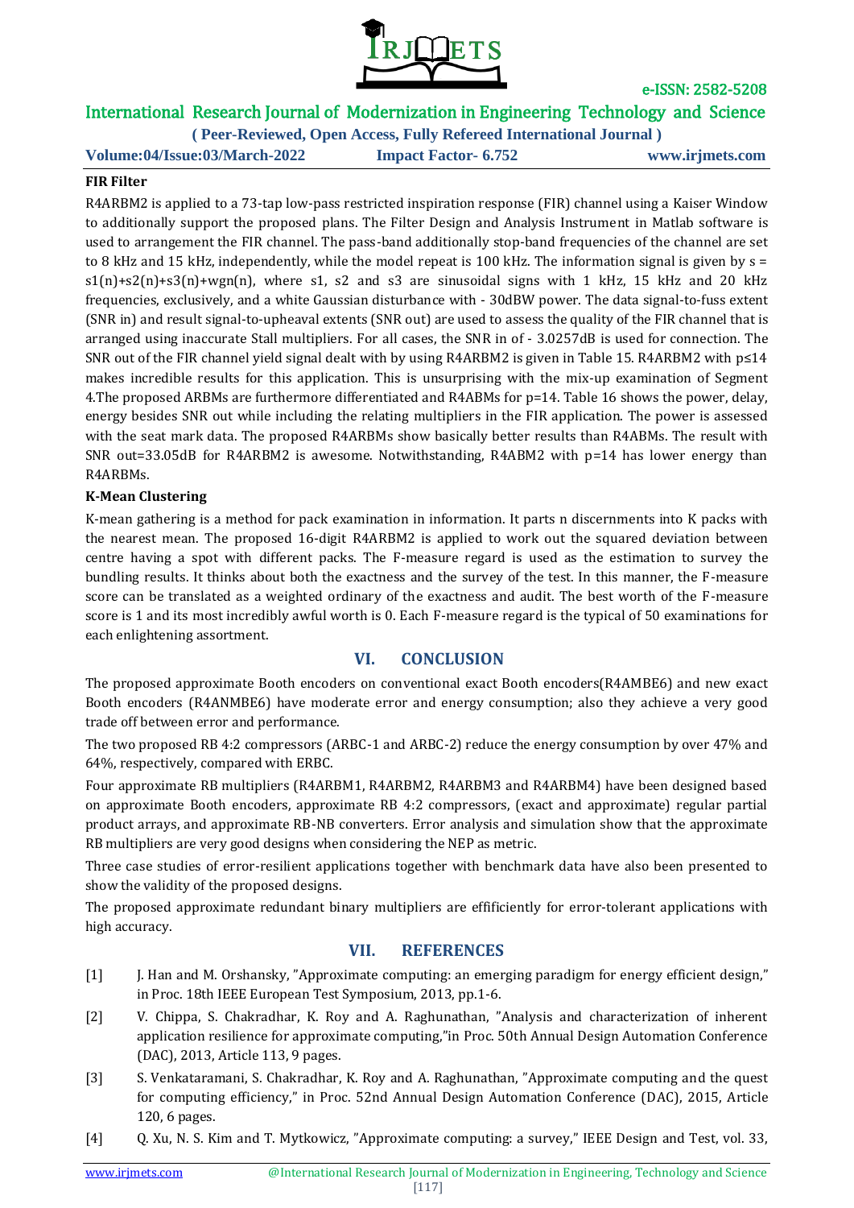### FIR Filter

R4ARBM2 is applied to a 73-tap low-pass restricted inspiration response (FIR) channel using a Kaiser Window to additionally support the proposed plans. The Filter Design and Analysis Instrument in Matlab software is used to arrangement the FIR channel. The pass-band additionally stop-band frequencies of the channel are set to 8 kHz and 15 kHz, independently, while the model repeat is 100 kHz. The information signal is given by $s = s1(n)+s2(n)+s3(n)+wgn(n)$, where s1, s2 and s3 are sinusoidal signs with 1 kHz, 15 kHz and 20 kHz frequencies, exclusively, and a white Gaussian disturbance with - 30dBW power. The data signal-to-fuss extent (SNR in) and result signal-to-upheaval extents (SNR out) are used to assess the quality of the FIR channel that is arranged using inaccurate Stall multipliers. For all cases, the SNR in of - 3.0257dB is used for connection. The SNR out of the FIR channel yield signal dealt with by using R4ARBM2 is given in Table 15. R4ARBM2 with $p \leq 14$ makes incredible results for this application. This is unsurprising with the mix-up examination of Segment 4.The proposed ARBMs are furthermore differentiated and R4ABMs for p=14. Table 16 shows the power, delay, energy besides SNR out while including the relating multipliers in the FIR application. The power is assessed with the seat mark data. The proposed R4ARBMs show basically better results than R4ABMs. The result with SNR out=33.05dB for R4ARBM2 is awesome. Notwithstanding, R4ABM2 with p=14 has lower energy than R4ARBMs.

### K-Mean Clustering

K-mean gathering is a method for pack examination in information. It parts n discernments into K packs with the nearest mean. The proposed 16-digit R4ARBM2 is applied to work out the squared deviation between centre having a spot with different packs. The F-measure regard is used as the estimation to survey the bundling results. It thinks about both the exactness and the survey of the test. In this manner, the F-measure score can be translated as a weighted ordinary of the exactness and audit. The best worth of the F-measure score is 1 and its most incredibly awful worth is 0. Each F-measure regard is the typical of 50 examinations for each enlightening assortment.

## VI. CONCLUSION

The proposed approximate Booth encoders on conventional exact Booth encoders(R4AMBE6) and new exact Booth encoders (R4ANMBE6) have moderate error and energy consumption; also they achieve a very good trade off between error and performance.

The two proposed RB 4:2 compressors (ARBC-1 and ARBC-2) reduce the energy consumption by over 47% and 64%, respectively, compared with ERBC.

Four approximate RB multipliers (R4ARBM1, R4ARBM2, R4ARBM3 and R4ARBM4) have been designed based on approximate Booth encoders, approximate RB 4:2 compressors, (exact and approximate) regular partial product arrays, and approximate RB-NB converters. Error analysis and simulation show that the approximate RB multipliers are very good designs when considering the NEP as metric.

Three case studies of error-resilient applications together with benchmark data have also been presented to show the validity of the proposed designs.

The proposed approximate redundant binary multipliers are effificiently for error-tolerant applications with high accuracy.

## VII. REFERENCES

[1] J. Han and M. Orshansky, "Approximate computing: an emerging paradigm for energy efficient design," in Proc. 18th IEEE European Test Symposium, 2013, pp.1-6.

[2] V. Chippa, S. Chakradhar, K. Roy and A. Raghunathan, "Analysis and characterization of inherent application resilience for approximate computing,"in Proc. 50th Annual Design Automation Conference (DAC), 2013, Article 113, 9 pages.

[3] S. Venkataramani, S. Chakradhar, K. Roy and A. Raghunathan, "Approximate computing and the quest for computing efficiency," in Proc. 52nd Annual Design Automation Conference (DAC), 2015, Article 120, 6 pages.

[4] Q. Xu, N. S. Kim and T. Mytkowicz, "Approximate computing: a survey," IEEE Design and Test, vol. 33,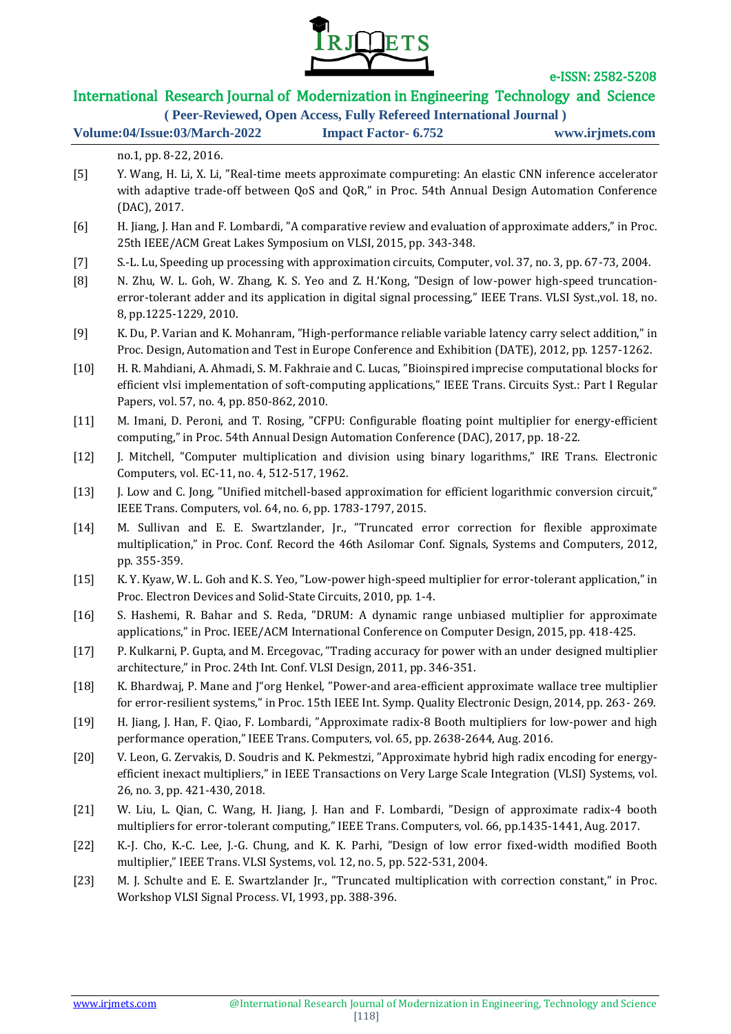no.1, pp. 8-22, 2016.

[5] Y. Wang, H. Li, X. Li, "Real-time meets approximate compureting: An elastic CNN inference accelerator with adaptive trade-off between QoS and QoR," in Proc. 54th Annual Design Automation Conference (DAC), 2017.

[6] H. Jiang, J. Han and F. Lombardi, "A comparative review and evaluation of approximate adders," in Proc. 25th IEEE/ACM Great Lakes Symposium on VLSI, 2015, pp. 343-348.

[7] S.-L. Lu, Speeding up processing with approximation circuits, Computer, vol. 37, no. 3, pp. 67-73, 2004.

[8] N. Zhu, W. L. Goh, W. Zhang, K. S. Yeo and Z. H.'Kong, "Design of low-power high-speed truncation-error-tolerant adder and its application in digital signal processing," IEEE Trans. VLSI Syst.,vol. 18, no. 8, pp.1225-1229, 2010.

[9] K. Du, P. Varian and K. Mohanram, "High-performance reliable variable latency carry select addition," in Proc. Design, Automation and Test in Europe Conference and Exhibition (DATE), 2012, pp. 1257-1262.

[10] H. R. Mahdiani, A. Ahmadi, S. M. Fakhraie and C. Lucas, "Bioinspired imprecise computational blocks for efficient vlsi implementation of soft-computing applications," IEEE Trans. Circuits Syst.: Part I Regular Papers, vol. 57, no. 4, pp. 850-862, 2010.

[11] M. Imani, D. Peroni, and T. Rosing, "CFPU: Configurable floating point multiplier for energy-efficient computing," in Proc. 54th Annual Design Automation Conference (DAC), 2017, pp. 18-22.

[12] J. Mitchell, "Computer multiplication and division using binary logarithms," IRE Trans. Electronic Computers, vol. EC-11, no. 4, 512-517, 1962.

[13] J. Low and C. Jong, "Unified mitchell-based approximation for efficient logarithmic conversion circuit," IEEE Trans. Computers, vol. 64, no. 6, pp. 1783-1797, 2015.

[14] M. Sullivan and E. E. Swartzlander, Jr., "Truncated error correction for flexible approximate multiplication," in Proc. Conf. Record the 46th Asilomar Conf. Signals, Systems and Computers, 2012, pp. 355-359.

[15] K. Y. Kyaw, W. L. Goh and K. S. Yeo, "Low-power high-speed multiplier for error-tolerant application," in Proc. Electron Devices and Solid-State Circuits, 2010, pp. 1-4.

[16] S. Hashemi, R. Bahar and S. Reda, "DRUM: A dynamic range unbiased multiplier for approximate applications," in Proc. IEEE/ACM International Conference on Computer Design, 2015, pp. 418-425.

[17] P. Kulkarni, P. Gupta, and M. Ercegovac, "Trading accuracy for power with an under designed multiplier architecture," in Proc. 24th Int. Conf. VLSI Design, 2011, pp. 346-351.

[18] K. Bhardwaj, P. Mane and J"org Henkel, "Power-and area-efficient approximate wallace tree multiplier for error-resilient systems," in Proc. 15th IEEE Int. Symp. Quality Electronic Design, 2014, pp. 263- 269.

[19] H. Jiang, J. Han, F. Qiao, F. Lombardi, "Approximate radix-8 Booth multipliers for low-power and high performance operation," IEEE Trans. Computers, vol. 65, pp. 2638-2644, Aug. 2016.

[20] V. Leon, G. Zervakis, D. Soudris and K. Pekmestzi, "Approximate hybrid high radix encoding for energy-efficient inexact multipliers," in IEEE Transactions on Very Large Scale Integration (VLSI) Systems, vol. 26, no. 3, pp. 421-430, 2018.

[21] W. Liu, L. Qian, C. Wang, H. Jiang, J. Han and F. Lombardi, "Design of approximate radix-4 booth multipliers for error-tolerant computing," IEEE Trans. Computers, vol. 66, pp.1435-1441, Aug. 2017.

[22] K.-J. Cho, K.-C. Lee, J.-G. Chung, and K. K. Parhi, "Design of low error fixed-width modified Booth multiplier," IEEE Trans. VLSI Systems, vol. 12, no. 5, pp. 522-531, 2004.

[23] M. J. Schulte and E. E. Swartzlander Jr., "Truncated multiplication with correction constant," in Proc. Workshop VLSI Signal Process. VI, 1993, pp. 388-396.